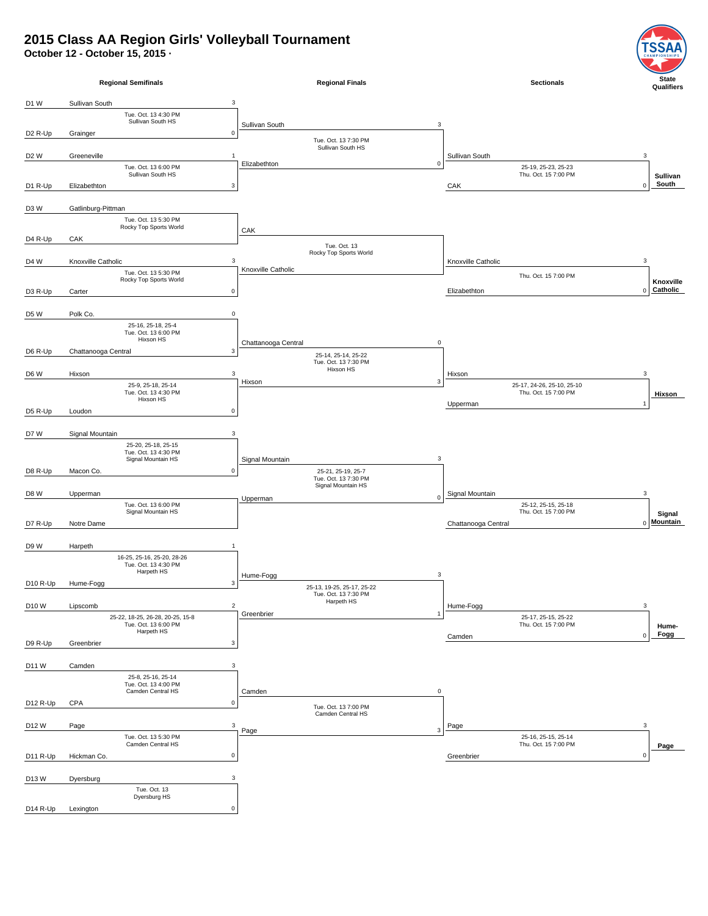# 2015 Class AA Region Girls' Volleyball Tournament

**October 12 - October 15, 2015 ·**

## Regional Semifinals

| Seed | Team | Score | Match Info |
|---|---|---|---|
| D1 W | Sullivan South | 3 | Tue. Oct. 13 4:30 PM, Sullivan South HS |
| D2 R-Up | Grainger | 0 | |
| D2 W | Greeneville | 1 | Tue. Oct. 13 6:00 PM, Sullivan South HS |
| D1 R-Up | Elizabethton | 3 | |
| D3 W | Gatlinburg-Pittman | | Tue. Oct. 13 5:30 PM, Rocky Top Sports World |
| D4 R-Up | CAK | | |
| D4 W | Knoxville Catholic | 3 | Tue. Oct. 13 5:30 PM, Rocky Top Sports World |
| D3 R-Up | Carter | 0 | |
| D5 W | Polk Co. | 0 | 25-16, 25-18, 25-4; Tue. Oct. 13 6:00 PM, Hixson HS |
| D6 R-Up | Chattanooga Central | 3 | |
| D6 W | Hixson | 3 | 25-9, 25-18, 25-14; Tue. Oct. 13 4:30 PM, Hixson HS |
| D5 R-Up | Loudon | 0 | |
| D7 W | Signal Mountain | 3 | 25-20, 25-18, 25-15; Tue. Oct. 13 4:30 PM, Signal Mountain HS |
| D8 R-Up | Macon Co. | 0 | |
| D8 W | Upperman | | Tue. Oct. 13 6:00 PM, Signal Mountain HS |
| D7 R-Up | Notre Dame | | |
| D9 W | Harpeth | 1 | 16-25, 25-16, 25-20, 28-26; Tue. Oct. 13 4:30 PM, Harpeth HS |
| D10 R-Up | Hume-Fogg | 3 | |
| D10 W | Lipscomb | 2 | 25-22, 18-25, 26-28, 20-25, 15-8; Tue. Oct. 13 6:00 PM, Harpeth HS |
| D9 R-Up | Greenbrier | 3 | |
| D11 W | Camden | 3 | 25-8, 25-16, 25-14; Tue. Oct. 13 4:00 PM, Camden Central HS |
| D12 R-Up | CPA | 0 | |
| D12 W | Page | 3 | Tue. Oct. 13 5:30 PM, Camden Central HS |
| D11 R-Up | Hickman Co. | 0 | |
| D13 W | Dyersburg | 3 | Tue. Oct. 13, Dyersburg HS |
| D14 R-Up | Lexington | 0 | |

## Regional Finals

| Team | Score | Match Info |
|---|---|---|
| Sullivan South | 3 | Tue. Oct. 13 7:30 PM, Sullivan South HS |
| Elizabethton | 0 | |
| CAK | | Tue. Oct. 13, Rocky Top Sports World |
| Knoxville Catholic | | |
| Chattanooga Central | 0 | 25-14, 25-14, 25-22; Tue. Oct. 13 7:30 PM, Hixson HS |
| Hixson | 3 | |
| Signal Mountain | 3 | 25-21, 25-19, 25-7; Tue. Oct. 13 7:30 PM, Signal Mountain HS |
| Upperman | 0 | |
| Hume-Fogg | 3 | 25-13, 19-25, 25-17, 25-22; Tue. Oct. 13 7:30 PM, Harpeth HS |
| Greenbrier | 1 | |
| Camden | 0 | Tue. Oct. 13 7:00 PM, Camden Central HS |
| Page | 3 | |

## Sectionals

| Team | Score | Match Info | State Qualifier |
|---|---|---|---|
| Sullivan South | 3 | 25-19, 25-23, 25-23; Thu. Oct. 15 7:00 PM | **Sullivan South** |
| CAK | 0 | | |
| Knoxville Catholic | 3 | Thu. Oct. 15 7:00 PM | **Knoxville Catholic** |
| Elizabethton | 0 | | |
| Hixson | 3 | 25-17, 24-26, 25-10, 25-10; Thu. Oct. 15 7:00 PM | **Hixson** |
| Upperman | 1 | | |
| Signal Mountain | 3 | 25-12, 25-15, 25-18; Thu. Oct. 15 7:00 PM | **Signal Mountain** |
| Chattanooga Central | 0 | | |
| Hume-Fogg | 3 | 25-17, 25-15, 25-22; Thu. Oct. 15 7:00 PM | **Hume-Fogg** |
| Camden | 0 | | |
| Page | 3 | 25-16, 25-15, 25-14; Thu. Oct. 15 7:00 PM | **Page** |
| Greenbrier | 0 | | |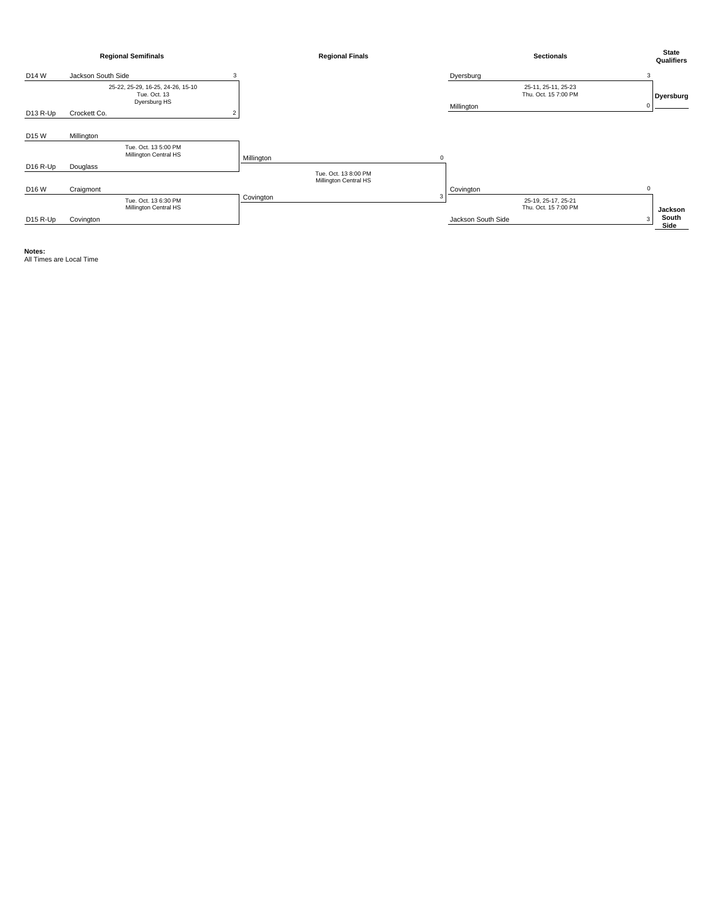| Regional Semifinals | | | Regional Finals | | Sectionals | | State Qualifiers |
|---|---|---|---|---|---|---|---|
| D14 W | Jackson South Side | 3 | | | Dyersburg | 3 | |
| | 25-22, 25-29, 16-25, 24-26, 15-10<br>Tue. Oct. 13<br>Dyersburg HS | | | | 25-11, 25-11, 25-23<br>Thu. Oct. 15 7:00 PM | | Dyersburg |
| D13 R-Up | Crockett Co. | 2 | | | Millington | 0 | |
| D15 W | Millington | | | | | | |
| | Tue. Oct. 13 5:00 PM<br>Millington Central HS | | Millington | 0 | | | |
| D16 R-Up | Douglass | | Tue. Oct. 13 8:00 PM<br>Millington Central HS | | | | |
| D16 W | Craigmont | | | | Covington | 0 | |
| | Tue. Oct. 13 6:30 PM<br>Millington Central HS | | Covington | 3 | 25-19, 25-17, 25-21<br>Thu. Oct. 15 7:00 PM | | Jackson South Side |
| D15 R-Up | Covington | | | | Jackson South Side | 3 | |

**Notes:**
All Times are Local Time